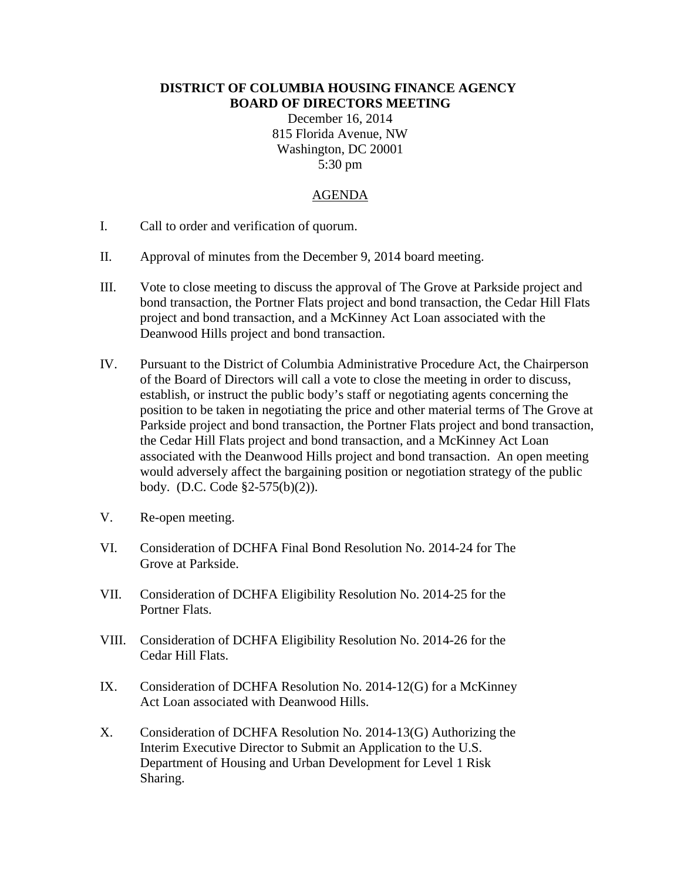**DISTRICT OF COLUMBIA HOUSING FINANCE AGENCY**
**BOARD OF DIRECTORS MEETING**

December 16, 2014
815 Florida Avenue, NW
Washington, DC 20001
5:30 pm

AGENDA

I. Call to order and verification of quorum.

II. Approval of minutes from the December 9, 2014 board meeting.

III. Vote to close meeting to discuss the approval of The Grove at Parkside project and bond transaction, the Portner Flats project and bond transaction, the Cedar Hill Flats project and bond transaction, and a McKinney Act Loan associated with the Deanwood Hills project and bond transaction.

IV. Pursuant to the District of Columbia Administrative Procedure Act, the Chairperson of the Board of Directors will call a vote to close the meeting in order to discuss, establish, or instruct the public body's staff or negotiating agents concerning the position to be taken in negotiating the price and other material terms of The Grove at Parkside project and bond transaction, the Portner Flats project and bond transaction, the Cedar Hill Flats project and bond transaction, and a McKinney Act Loan associated with the Deanwood Hills project and bond transaction. An open meeting would adversely affect the bargaining position or negotiation strategy of the public body. (D.C. Code §2-575(b)(2)).

V. Re-open meeting.

VI. Consideration of DCHFA Final Bond Resolution No. 2014-24 for The Grove at Parkside.

VII. Consideration of DCHFA Eligibility Resolution No. 2014-25 for the Portner Flats.

VIII. Consideration of DCHFA Eligibility Resolution No. 2014-26 for the Cedar Hill Flats.

IX. Consideration of DCHFA Resolution No. 2014-12(G) for a McKinney Act Loan associated with Deanwood Hills.

X. Consideration of DCHFA Resolution No. 2014-13(G) Authorizing the Interim Executive Director to Submit an Application to the U.S. Department of Housing and Urban Development for Level 1 Risk Sharing.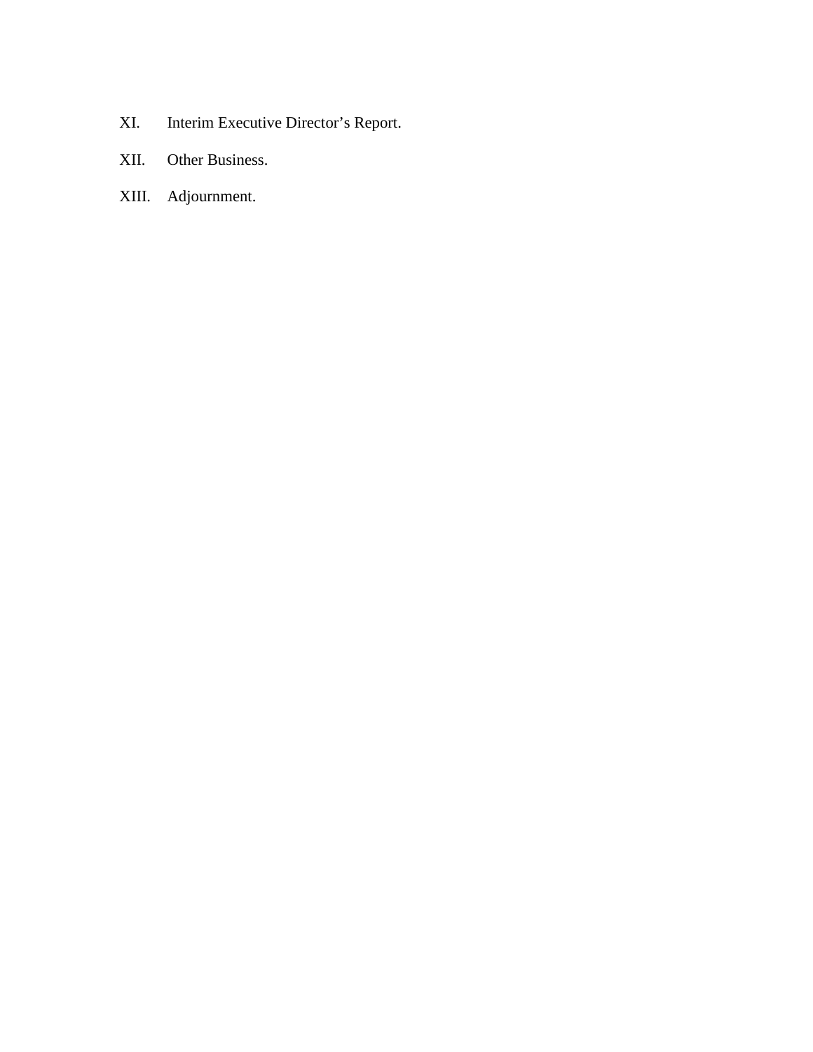XI. Interim Executive Director’s Report.

XII. Other Business.

XIII. Adjournment.